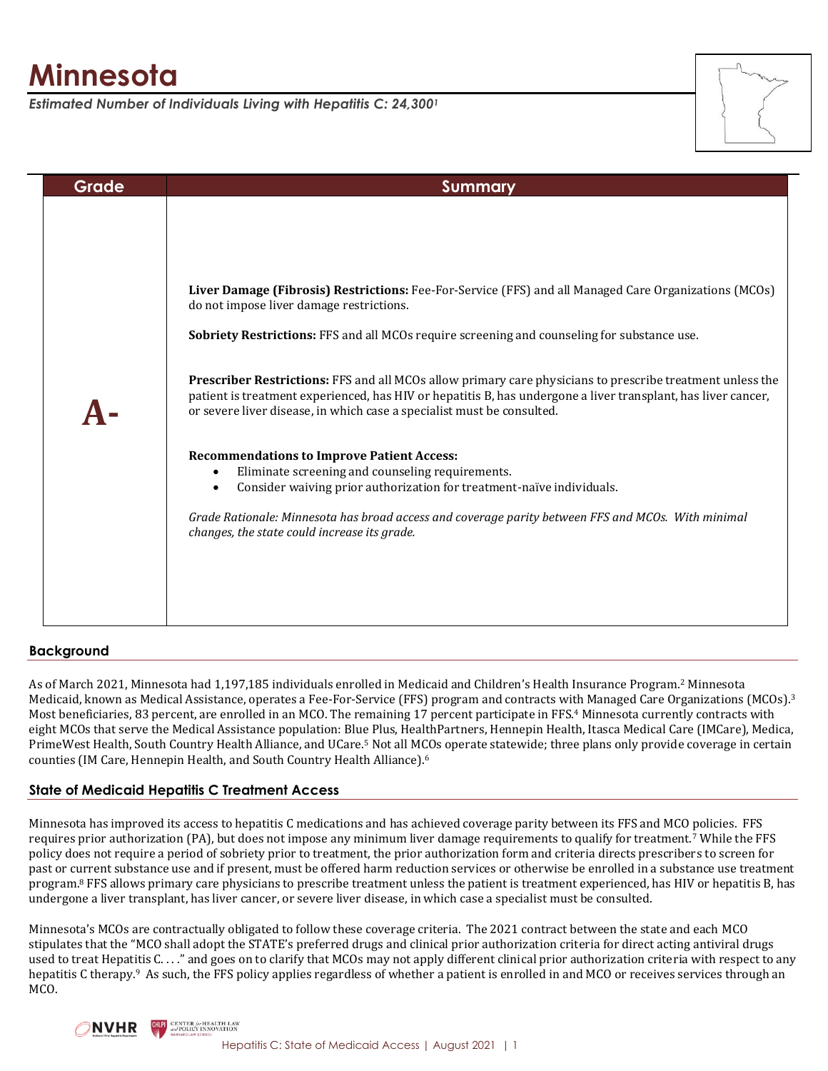# Minnesota

*Estimated Number of Individuals Living with Hepatitis C: 24,300[1]*

| Grade | Summary |
| --- | --- |
| **A-** | **Liver Damage (Fibrosis) Restrictions:** Fee-For-Service (FFS) and all Managed Care Organizations (MCOs) do not impose liver damage restrictions.<br><br>**Sobriety Restrictions:** FFS and all MCOs require screening and counseling for substance use.<br><br>**Prescriber Restrictions:** FFS and all MCOs allow primary care physicians to prescribe treatment unless the patient is treatment experienced, has HIV or hepatitis B, has undergone a liver transplant, has liver cancer, or severe liver disease, in which case a specialist must be consulted.<br><br>**Recommendations to Improve Patient Access:**<br>• Eliminate screening and counseling requirements.<br>• Consider waiving prior authorization for treatment-naïve individuals.<br><br>*Grade Rationale: Minnesota has broad access and coverage parity between FFS and MCOs. With minimal changes, the state could increase its grade.* |

## Background

As of March 2021, Minnesota had 1,197,185 individuals enrolled in Medicaid and Children's Health Insurance Program.[2] Minnesota Medicaid, known as Medical Assistance, operates a Fee-For-Service (FFS) program and contracts with Managed Care Organizations (MCOs).[3] Most beneficiaries, 83 percent, are enrolled in an MCO. The remaining 17 percent participate in FFS.[4] Minnesota currently contracts with eight MCOs that serve the Medical Assistance population: Blue Plus, HealthPartners, Hennepin Health, Itasca Medical Care (IMCare), Medica, PrimeWest Health, South Country Health Alliance, and UCare.[5] Not all MCOs operate statewide; three plans only provide coverage in certain counties (IM Care, Hennepin Health, and South Country Health Alliance).[6]

## State of Medicaid Hepatitis C Treatment Access

Minnesota has improved its access to hepatitis C medications and has achieved coverage parity between its FFS and MCO policies. FFS requires prior authorization (PA), but does not impose any minimum liver damage requirements to qualify for treatment.[7] While the FFS policy does not require a period of sobriety prior to treatment, the prior authorization form and criteria directs prescribers to screen for past or current substance use and if present, must be offered harm reduction services or otherwise be enrolled in a substance use treatment program.[8] FFS allows primary care physicians to prescribe treatment unless the patient is treatment experienced, has HIV or hepatitis B, has undergone a liver transplant, has liver cancer, or severe liver disease, in which case a specialist must be consulted.

Minnesota's MCOs are contractually obligated to follow these coverage criteria. The 2021 contract between the state and each MCO stipulates that the "MCO shall adopt the STATE's preferred drugs and clinical prior authorization criteria for direct acting antiviral drugs used to treat Hepatitis C. . . ." and goes on to clarify that MCOs may not apply different clinical prior authorization criteria with respect to any hepatitis C therapy.[9] As such, the FFS policy applies regardless of whether a patient is enrolled in and MCO or receives services through an MCO.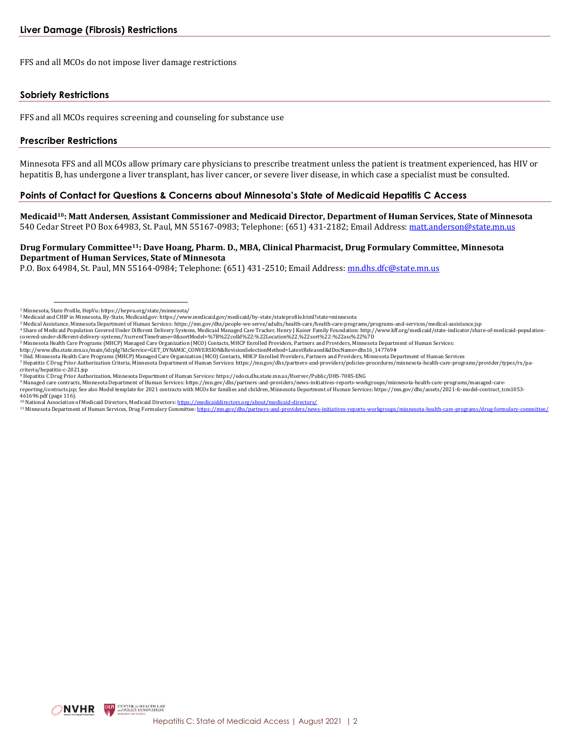## Liver Damage (Fibrosis) Restrictions

FFS and all MCOs do not impose liver damage restrictions

## Sobriety Restrictions

FFS and all MCOs requires screening and counseling for substance use

## Prescriber Restrictions

Minnesota FFS and all MCOs allow primary care physicians to prescribe treatment unless the patient is treatment experienced, has HIV or hepatitis B, has undergone a liver transplant, has liver cancer, or severe liver disease, in which case a specialist must be consulted.

## Points of Contact for Questions & Concerns about Minnesota's State of Medicaid Hepatitis C Access

**Medicaid[10]: Matt Andersen, Assistant Commissioner and Medicaid Director, Department of Human Services, State of Minnesota**
540 Cedar Street PO Box 64983, St. Paul, MN 55167-0983; Telephone: (651) 431-2182; Email Address: matt.anderson@state.mn.us

**Drug Formulary Committee[11]: Dave Hoang, Pharm. D., MBA, Clinical Pharmacist, Drug Formulary Committee, Minnesota Department of Human Services, State of Minnesota**
P.O. Box 64984, St. Paul, MN 55164-0984; Telephone: (651) 431-2510; Email Address: mn.dhs.dfc@state.mn.us

---

[1] Minnesota, State Profile, HepVu: https://hepvu.org/state/minnesota/
[2] Medicaid and CHIP in Minnesota, By-State, Medicaid.gov: https://www.medicaid.gov/medicaid/by-state/stateprofile.html?state=minnesota
[3] Medical Assistance, Minnesota Department of Human Services: https://mn.gov/dhs/people-we-serve/adults/health-care/health-care-programs/programs-and-services/medical-assistance.jsp
[4] Share of Medicaid Population Covered Under Different Delivery Systems, Medicaid Managed Care Tracker, Henry J Kaiser Family Foundation: http://www.kff.org/medicaid/state-indicator/share-of-medicaid-population-covered-under-different-delivery-systems/?currentTimeframe=0&sortModel=%7B%22colId%22:%22Location%22,%22sort%22:%22asc%22%7D
[5] Minnesota Health Care Programs (MHCP) Managed Care Organization (MCO) Contacts, MHCP Enrolled Providers, Partners and Providers, Minnesota Department of Human Services: http://www.dhs.state.mn.us/main/idcplg?IdcService=GET_DYNAMIC_CONVERSION&RevisionSelectionMethod=LatestReleased&dDocName=dhs16_147769#
[6] Ibid. Minnesota Health Care Programs (MHCP) Managed Care Organization (MCO) Contacts, MHCP Enrolled Providers, Partners and Providers, Minnesota Department of Human Services
[7] Hepatitis C Drug Prior Authorization Criteria, Minnesota Department of Human Services: https://mn.gov/dhs/partners-and-providers/policies-procedures/minnesota-health-care-programs/provider/types/rx/pa-criteria/hepatitis-c-2021.jsp
[8] Hepatitis C Drug Prior Authorization, Minnesota Department of Human Services: https://edocs.dhs.state.mn.us/lfserver/Public/DHS-7085-ENG
[9] Managed care contracts, Minnesota Department of Human Services: https://mn.gov/dhs/partners-and-providers/news-initiatives-reports-workgroups/minnesota-health-care-programs/managed-care-reporting/contracts.jsp; See also Model template for 2021 contracts with MCOs for families and children, Minnesota Department of Human Services: https://mn.gov/dhs/assets/2021-fc-model-contract_tcm1053-461696.pdf (page 116).
[10] National Association of Medicaid Directors, Medicaid Directors: https://medicaiddirectors.org/about/medicaid-directors/
[11] Minnesota Department of Human Services, Drug Formulary Committee: https://mn.gov/dhs/partners-and-providers/news-initiatives-reports-workgroups/minnesota-health-care-programs/drug-formulary-committee/